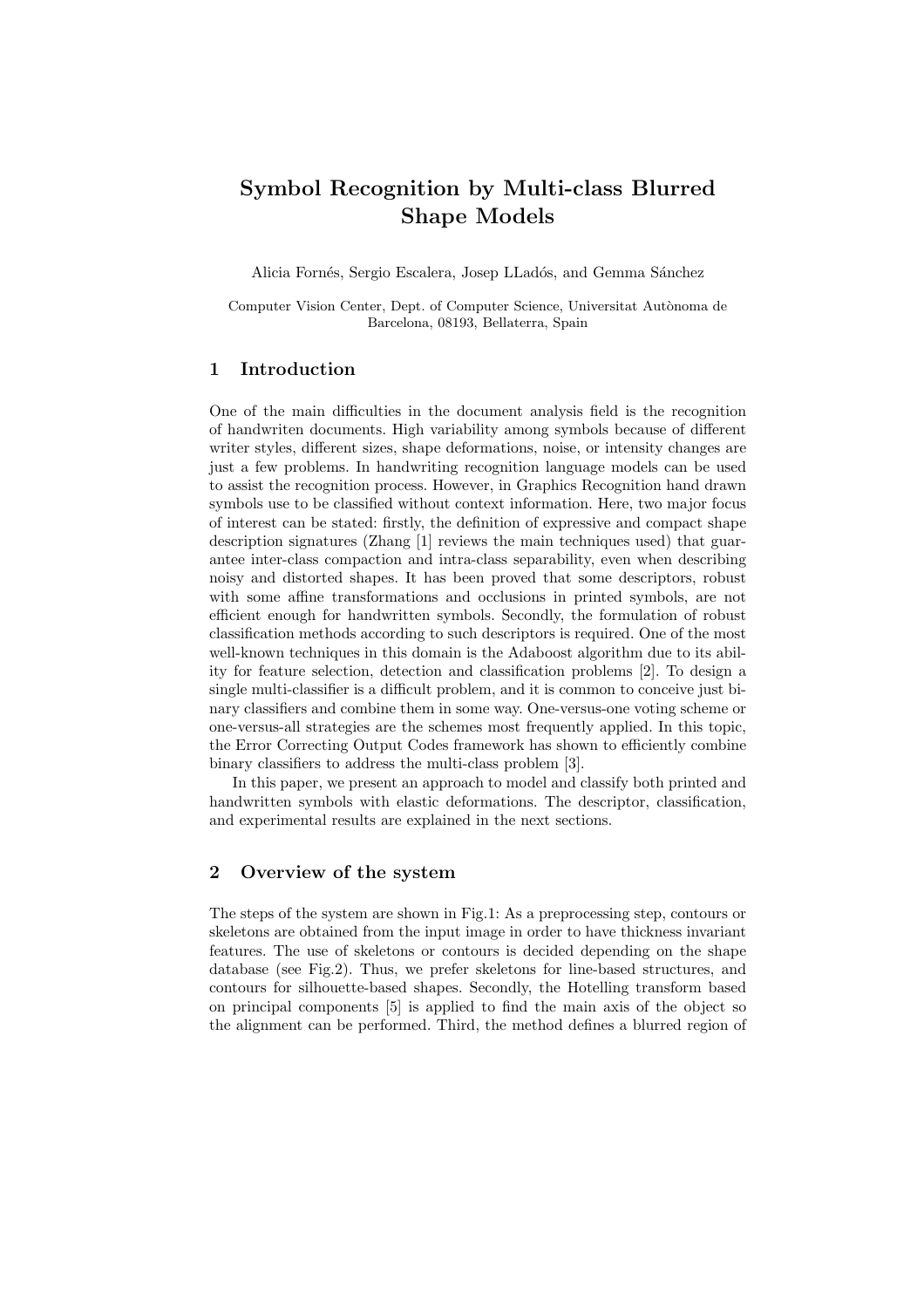# Symbol Recognition by Multi-class Blurred Shape Models

Alicia Fornés, Sergio Escalera, Josep LLadós, and Gemma Sánchez

Computer Vision Center, Dept. of Computer Science, Universitat Autònoma de Barcelona, 08193, Bellaterra, Spain

## 1 Introduction

One of the main difficulties in the document analysis field is the recognition of handwriten documents. High variability among symbols because of different writer styles, different sizes, shape deformations, noise, or intensity changes are just a few problems. In handwriting recognition language models can be used to assist the recognition process. However, in Graphics Recognition hand drawn symbols use to be classified without context information. Here, two major focus of interest can be stated: firstly, the definition of expressive and compact shape description signatures (Zhang [1] reviews the main techniques used) that guarantee inter-class compaction and intra-class separability, even when describing noisy and distorted shapes. It has been proved that some descriptors, robust with some affine transformations and occlusions in printed symbols, are not efficient enough for handwritten symbols. Secondly, the formulation of robust classification methods according to such descriptors is required. One of the most well-known techniques in this domain is the Adaboost algorithm due to its ability for feature selection, detection and classification problems [2]. To design a single multi-classifier is a difficult problem, and it is common to conceive just binary classifiers and combine them in some way. One-versus-one voting scheme or one-versus-all strategies are the schemes most frequently applied. In this topic, the Error Correcting Output Codes framework has shown to efficiently combine binary classifiers to address the multi-class problem [3].

In this paper, we present an approach to model and classify both printed and handwritten symbols with elastic deformations. The descriptor, classification, and experimental results are explained in the next sections.

## 2 Overview of the system

The steps of the system are shown in Fig.1: As a preprocessing step, contours or skeletons are obtained from the input image in order to have thickness invariant features. The use of skeletons or contours is decided depending on the shape database (see Fig.2). Thus, we prefer skeletons for line-based structures, and contours for silhouette-based shapes. Secondly, the Hotelling transform based on principal components [5] is applied to find the main axis of the object so the alignment can be performed. Third, the method defines a blurred region of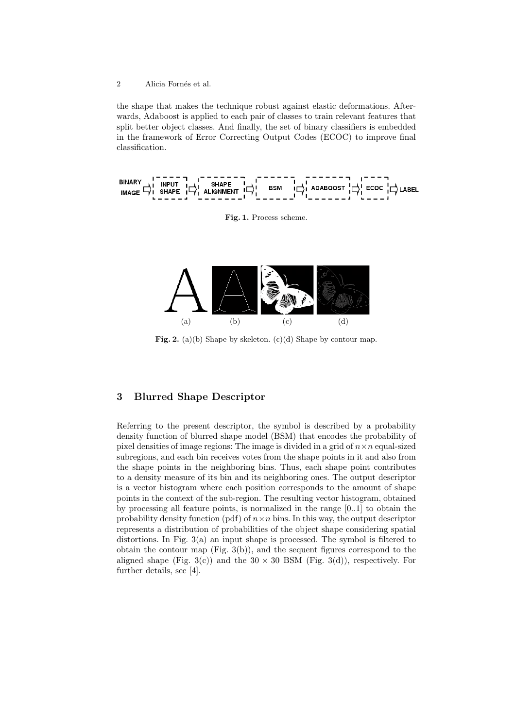the shape that makes the technique robust against elastic deformations. Afterwards, Adaboost is applied to each pair of classes to train relevant features that split better object classes. And finally, the set of binary classifiers is embedded in the framework of Error Correcting Output Codes (ECOC) to improve final classification.

**Fig. 1.** Process scheme.

**Fig. 2.** (a)(b) Shape by skeleton. (c)(d) Shape by contour map.

## 3 Blurred Shape Descriptor

Referring to the present descriptor, the symbol is described by a probability density function of blurred shape model (BSM) that encodes the probability of pixel densities of image regions: The image is divided in a grid of $n \times n$ equal-sized subregions, and each bin receives votes from the shape points in it and also from the shape points in the neighboring bins. Thus, each shape point contributes to a density measure of its bin and its neighboring ones. The output descriptor is a vector histogram where each position corresponds to the amount of shape points in the context of the sub-region. The resulting vector histogram, obtained by processing all feature points, is normalized in the range [0..1] to obtain the probability density function (pdf) of $n \times n$ bins. In this way, the output descriptor represents a distribution of probabilities of the object shape considering spatial distortions. In Fig. 3(a) an input shape is processed. The symbol is filtered to obtain the contour map (Fig. 3(b)), and the sequent figures correspond to the aligned shape (Fig. 3(c)) and the $30 \times 30$ BSM (Fig. 3(d)), respectively. For further details, see [4].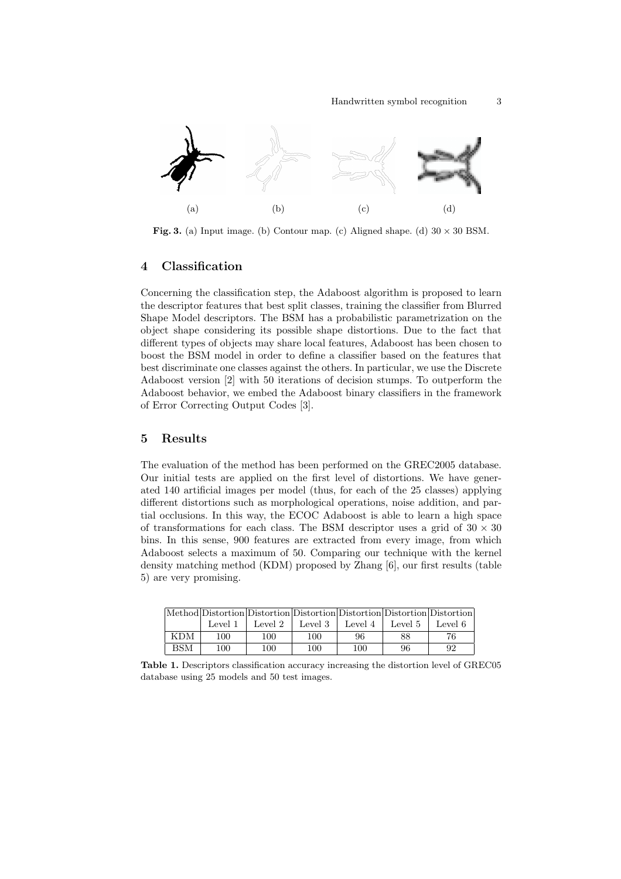(a) (b) (c) (d)

**Fig. 3.** (a) Input image. (b) Contour map. (c) Aligned shape. (d) $30 \times 30$ BSM.

## 4 Classification

Concerning the classification step, the Adaboost algorithm is proposed to learn the descriptor features that best split classes, training the classifier from Blurred Shape Model descriptors. The BSM has a probabilistic parametrization on the object shape considering its possible shape distortions. Due to the fact that different types of objects may share local features, Adaboost has been chosen to boost the BSM model in order to define a classifier based on the features that best discriminate one classes against the others. In particular, we use the Discrete Adaboost version [2] with 50 iterations of decision stumps. To outperform the Adaboost behavior, we embed the Adaboost binary classifiers in the framework of Error Correcting Output Codes [3].

## 5 Results

The evaluation of the method has been performed on the GREC2005 database. Our initial tests are applied on the first level of distortions. We have generated 140 artificial images per model (thus, for each of the 25 classes) applying different distortions such as morphological operations, noise addition, and partial occlusions. In this way, the ECOC Adaboost is able to learn a high space of transformations for each class. The BSM descriptor uses a grid of $30 \times 30$ bins. In this sense, 900 features are extracted from every image, from which Adaboost selects a maximum of 50. Comparing our technique with the kernel density matching method (KDM) proposed by Zhang [6], our first results (table 5) are very promising.

| Method | Distortion Level 1 | Distortion Level 2 | Distortion Level 3 | Distortion Level 4 | Distortion Level 5 | Distortion Level 6 |
|---|---|---|---|---|---|---|
| KDM | 100 | 100 | 100 | 96 | 88 | 76 |
| BSM | 100 | 100 | 100 | 100 | 96 | 92 |

**Table 1.** Descriptors classification accuracy increasing the distortion level of GREC05 database using 25 models and 50 test images.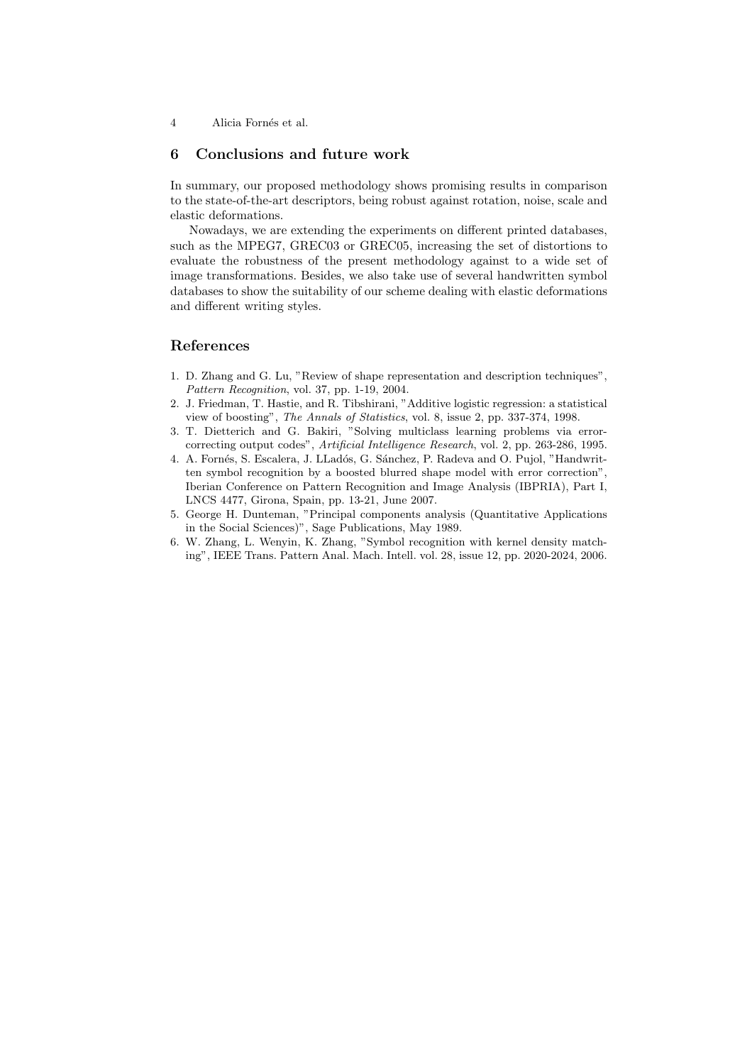## 6 Conclusions and future work

In summary, our proposed methodology shows promising results in comparison to the state-of-the-art descriptors, being robust against rotation, noise, scale and elastic deformations.

Nowadays, we are extending the experiments on different printed databases, such as the MPEG7, GREC03 or GREC05, increasing the set of distortions to evaluate the robustness of the present methodology against to a wide set of image transformations. Besides, we also take use of several handwritten symbol databases to show the suitability of our scheme dealing with elastic deformations and different writing styles.

## References

1. D. Zhang and G. Lu, "Review of shape representation and description techniques", *Pattern Recognition*, vol. 37, pp. 1-19, 2004.
2. J. Friedman, T. Hastie, and R. Tibshirani, "Additive logistic regression: a statistical view of boosting", *The Annals of Statistics*, vol. 8, issue 2, pp. 337-374, 1998.
3. T. Dietterich and G. Bakiri, "Solving multiclass learning problems via error-correcting output codes", *Artificial Intelligence Research*, vol. 2, pp. 263-286, 1995.
4. A. Fornés, S. Escalera, J. LLadós, G. Sánchez, P. Radeva and O. Pujol, "Handwritten symbol recognition by a boosted blurred shape model with error correction", Iberian Conference on Pattern Recognition and Image Analysis (IBPRIA), Part I, LNCS 4477, Girona, Spain, pp. 13-21, June 2007.
5. George H. Dunteman, "Principal components analysis (Quantitative Applications in the Social Sciences)", Sage Publications, May 1989.
6. W. Zhang, L. Wenyin, K. Zhang, "Symbol recognition with kernel density matching", IEEE Trans. Pattern Anal. Mach. Intell. vol. 28, issue 12, pp. 2020-2024, 2006.